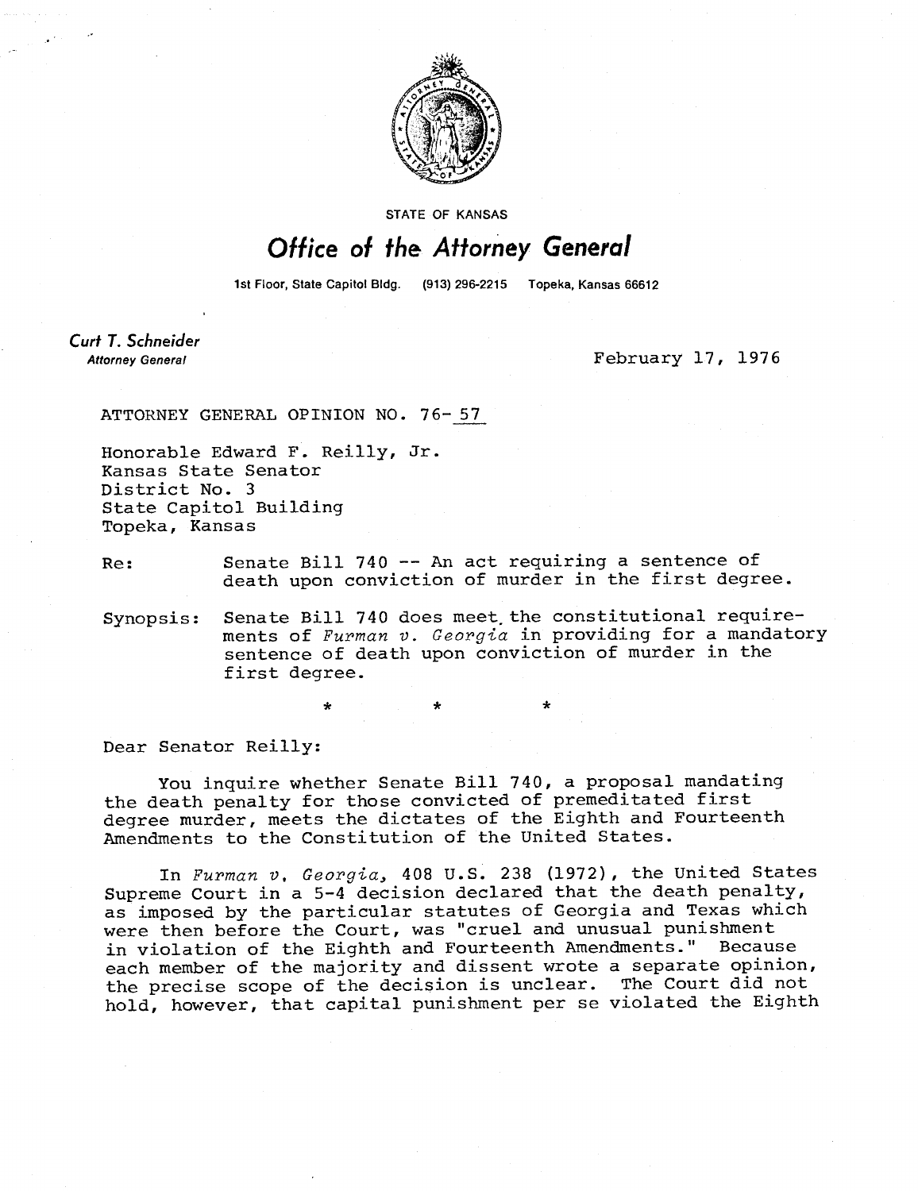STATE OF KANSAS

# Office of the Attorney General

1st Floor, State Capitol Bldg. (913) 296-2215 Topeka, Kansas 66612

**Curt T. Schneider**
*Attorney General*

February 17, 1976

ATTORNEY GENERAL OPINION NO. 76-57

Honorable Edward F. Reilly, Jr.
Kansas State Senator
District No. 3
State Capitol Building
Topeka, Kansas

Re: Senate Bill 740 -- An act requiring a sentence of death upon conviction of murder in the first degree.

Synopsis: Senate Bill 740 does meet the constitutional requirements of *Furman v. Georgia* in providing for a mandatory sentence of death upon conviction of murder in the first degree.

\* \* \*

Dear Senator Reilly:

You inquire whether Senate Bill 740, a proposal mandating the death penalty for those convicted of premeditated first degree murder, meets the dictates of the Eighth and Fourteenth Amendments to the Constitution of the United States.

In *Furman v. Georgia,* 408 U.S. 238 (1972), the United States Supreme Court in a 5-4 decision declared that the death penalty, as imposed by the particular statutes of Georgia and Texas which were then before the Court, was "cruel and unusual punishment in violation of the Eighth and Fourteenth Amendments." Because each member of the majority and dissent wrote a separate opinion, the precise scope of the decision is unclear. The Court did not hold, however, that capital punishment per se violated the Eighth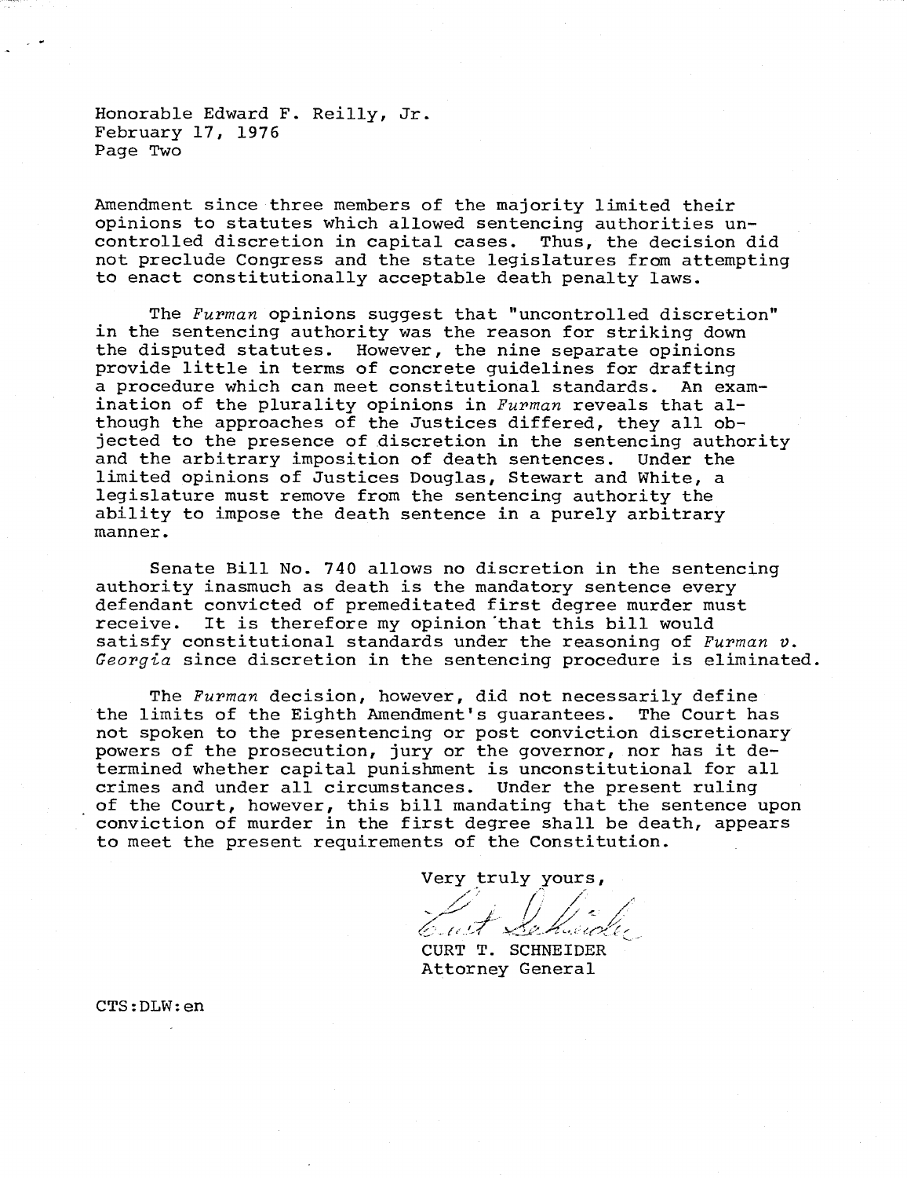Honorable Edward F. Reilly, Jr.
February 17, 1976
Page Two

Amendment since three members of the majority limited their opinions to statutes which allowed sentencing authorities uncontrolled discretion in capital cases. Thus, the decision did not preclude Congress and the state legislatures from attempting to enact constitutionally acceptable death penalty laws.

The *Furman* opinions suggest that "uncontrolled discretion" in the sentencing authority was the reason for striking down the disputed statutes. However, the nine separate opinions provide little in terms of concrete guidelines for drafting a procedure which can meet constitutional standards. An examination of the plurality opinions in *Furman* reveals that although the approaches of the Justices differed, they all objected to the presence of discretion in the sentencing authority and the arbitrary imposition of death sentences. Under the limited opinions of Justices Douglas, Stewart and White, a legislature must remove from the sentencing authority the ability to impose the death sentence in a purely arbitrary manner.

Senate Bill No. 740 allows no discretion in the sentencing authority inasmuch as death is the mandatory sentence every defendant convicted of premeditated first degree murder must receive. It is therefore my opinion that this bill would satisfy constitutional standards under the reasoning of *Furman v. Georgia* since discretion in the sentencing procedure is eliminated.

The *Furman* decision, however, did not necessarily define the limits of the Eighth Amendment's guarantees. The Court has not spoken to the presentencing or post conviction discretionary powers of the prosecution, jury or the governor, nor has it determined whether capital punishment is unconstitutional for all crimes and under all circumstances. Under the present ruling of the Court, however, this bill mandating that the sentence upon conviction of murder in the first degree shall be death, appears to meet the present requirements of the Constitution.

Very truly yours,

Curt Schneider

CURT T. SCHNEIDER
Attorney General

CTS:DLW:en